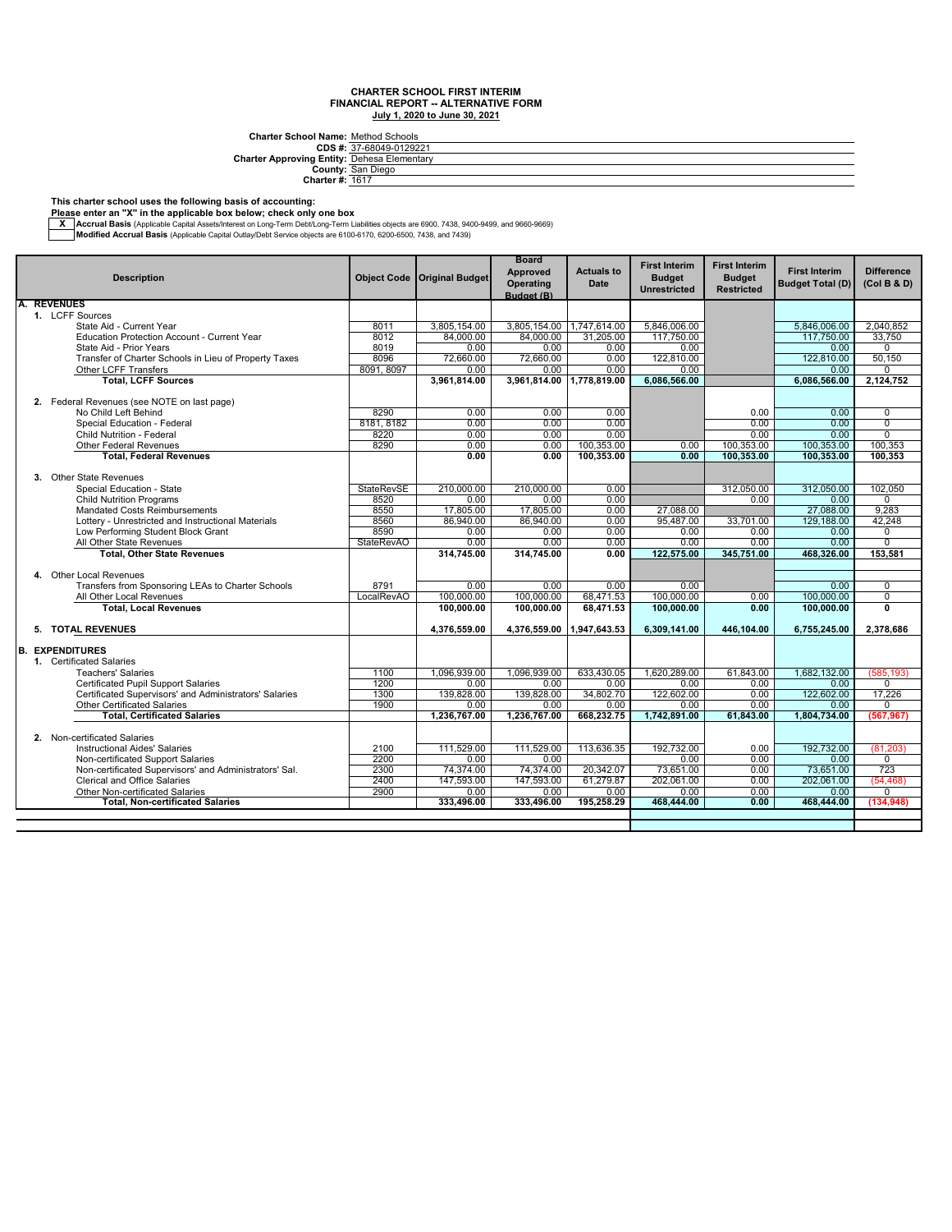# CHARTER SCHOOL FIRST INTERIM
## FINANCIAL REPORT -- ALTERNATIVE FORM
**July 1, 2020 to June 30, 2021**

**Charter School Name:** Method Schools
**CDS #:** 37-68049-0129221
**Charter Approving Entity:** Dehesa Elementary
**County:** San Diego
**Charter #:** 1617

**This charter school uses the following basis of accounting:**
**Please enter an "X" in the applicable box below; check only one box**

| | |
|---|---|
| X | **Accrual Basis** (Applicable Capital Assets/Interest on Long-Term Debt/Long-Term Liabilities objects are 6900, 7438, 9400-9499, and 9660-9669) |
| | **Modified Accrual Basis** (Applicable Capital Outlay/Debt Service objects are 6100-6170, 6200-6500, 7438, and 7439) |

| Description | Object Code | Original Budget | Board Approved Operating Budget (B) | Actuals to Date | First Interim Budget Unrestricted | First Interim Budget Restricted | First Interim Budget Total (D) | Difference (Col B & D) |
|---|---|---|---|---|---|---|---|---|
| **A. REVENUES** | | | | | | | | |
| 1. LCFF Sources | | | | | | | | |
| State Aid - Current Year | 8011 | 3,805,154.00 | 3,805,154.00 | 1,747,614.00 | 5,846,006.00 | | 5,846,006.00 | 2,040,852 |
| Education Protection Account - Current Year | 8012 | 84,000.00 | 84,000.00 | 31,205.00 | 117,750.00 | | 117,750.00 | 33,750 |
| State Aid - Prior Years | 8019 | 0.00 | 0.00 | 0.00 | 0.00 | | 0.00 | 0 |
| Transfer of Charter Schools in Lieu of Property Taxes | 8096 | 72,660.00 | 72,660.00 | 0.00 | 122,810.00 | | 122,810.00 | 50,150 |
| Other LCFF Transfers | 8091, 8097 | 0.00 | 0.00 | 0.00 | 0.00 | | 0.00 | 0 |
| **Total, LCFF Sources** | | **3,961,814.00** | **3,961,814.00** | **1,778,819.00** | **6,086,566.00** | | **6,086,566.00** | **2,124,752** |
| 2. Federal Revenues (see NOTE on last page) | | | | | | | | |
| No Child Left Behind | 8290 | 0.00 | 0.00 | 0.00 | | 0.00 | 0.00 | 0 |
| Special Education - Federal | 8181, 8182 | 0.00 | 0.00 | 0.00 | | 0.00 | 0.00 | 0 |
| Child Nutrition - Federal | 8220 | 0.00 | 0.00 | 0.00 | | 0.00 | 0.00 | 0 |
| Other Federal Revenues | 8290 | 0.00 | 0.00 | 100,353.00 | 0.00 | 100,353.00 | 100,353.00 | 100,353 |
| **Total, Federal Revenues** | | **0.00** | **0.00** | **100,353.00** | **0.00** | **100,353.00** | **100,353.00** | **100,353** |
| 3. Other State Revenues | | | | | | | | |
| Special Education - State | StateRevSE | 210,000.00 | 210,000.00 | 0.00 | | 312,050.00 | 312,050.00 | 102,050 |
| Child Nutrition Programs | 8520 | 0.00 | 0.00 | 0.00 | | 0.00 | 0.00 | 0 |
| Mandated Costs Reimbursements | 8550 | 17,805.00 | 17,805.00 | 0.00 | 27,088.00 | | 27,088.00 | 9,283 |
| Lottery - Unrestricted and Instructional Materials | 8560 | 86,940.00 | 86,940.00 | 0.00 | 95,487.00 | 33,701.00 | 129,188.00 | 42,248 |
| Low Performing Student Block Grant | 8590 | 0.00 | 0.00 | 0.00 | 0.00 | 0.00 | 0.00 | 0 |
| All Other State Revenues | StateRevAO | 0.00 | 0.00 | 0.00 | 0.00 | 0.00 | 0.00 | 0 |
| **Total, Other State Revenues** | | **314,745.00** | **314,745.00** | **0.00** | **122,575.00** | **345,751.00** | **468,326.00** | **153,581** |
| 4. Other Local Revenues | | | | | | | | |
| Transfers from Sponsoring LEAs to Charter Schools | 8791 | 0.00 | 0.00 | 0.00 | 0.00 | | 0.00 | 0 |
| All Other Local Revenues | LocalRevAO | 100,000.00 | 100,000.00 | 68,471.53 | 100,000.00 | 0.00 | 100,000.00 | 0 |
| **Total, Local Revenues** | | **100,000.00** | **100,000.00** | **68,471.53** | **100,000.00** | **0.00** | **100,000.00** | **0** |
| **5. TOTAL REVENUES** | | **4,376,559.00** | **4,376,559.00** | **1,947,643.53** | **6,309,141.00** | **446,104.00** | **6,755,245.00** | **2,378,686** |
| **B. EXPENDITURES** | | | | | | | | |
| 1. Certificated Salaries | | | | | | | | |
| Teachers' Salaries | 1100 | 1,096,939.00 | 1,096,939.00 | 633,430.05 | 1,620,289.00 | 61,843.00 | 1,682,132.00 | (585,193) |
| Certificated Pupil Support Salaries | 1200 | 0.00 | 0.00 | 0.00 | 0.00 | 0.00 | 0.00 | 0 |
| Certificated Supervisors' and Administrators' Salaries | 1300 | 139,828.00 | 139,828.00 | 34,802.70 | 122,602.00 | 0.00 | 122,602.00 | 17,226 |
| Other Certificated Salaries | 1900 | 0.00 | 0.00 | 0.00 | 0.00 | 0.00 | 0.00 | 0 |
| **Total, Certificated Salaries** | | **1,236,767.00** | **1,236,767.00** | **668,232.75** | **1,742,891.00** | **61,843.00** | **1,804,734.00** | **(567,967)** |
| 2. Non-certificated Salaries | | | | | | | | |
| Instructional Aides' Salaries | 2100 | 111,529.00 | 111,529.00 | 113,636.35 | 192,732.00 | 0.00 | 192,732.00 | (81,203) |
| Non-certificated Support Salaries | 2200 | 0.00 | 0.00 | | 0.00 | 0.00 | 0.00 | 0 |
| Non-certificated Supervisors' and Administrators' Sal. | 2300 | 74,374.00 | 74,374.00 | 20,342.07 | 73,651.00 | 0.00 | 73,651.00 | 723 |
| Clerical and Office Salaries | 2400 | 147,593.00 | 147,593.00 | 61,279.87 | 202,061.00 | 0.00 | 202,061.00 | (54,468) |
| Other Non-certificated Salaries | 2900 | 0.00 | 0.00 | 0.00 | 0.00 | 0.00 | 0.00 | 0 |
| **Total, Non-certificated Salaries** | | **333,496.00** | **333,496.00** | **195,258.29** | **468,444.00** | **0.00** | **468,444.00** | **(134,948)** |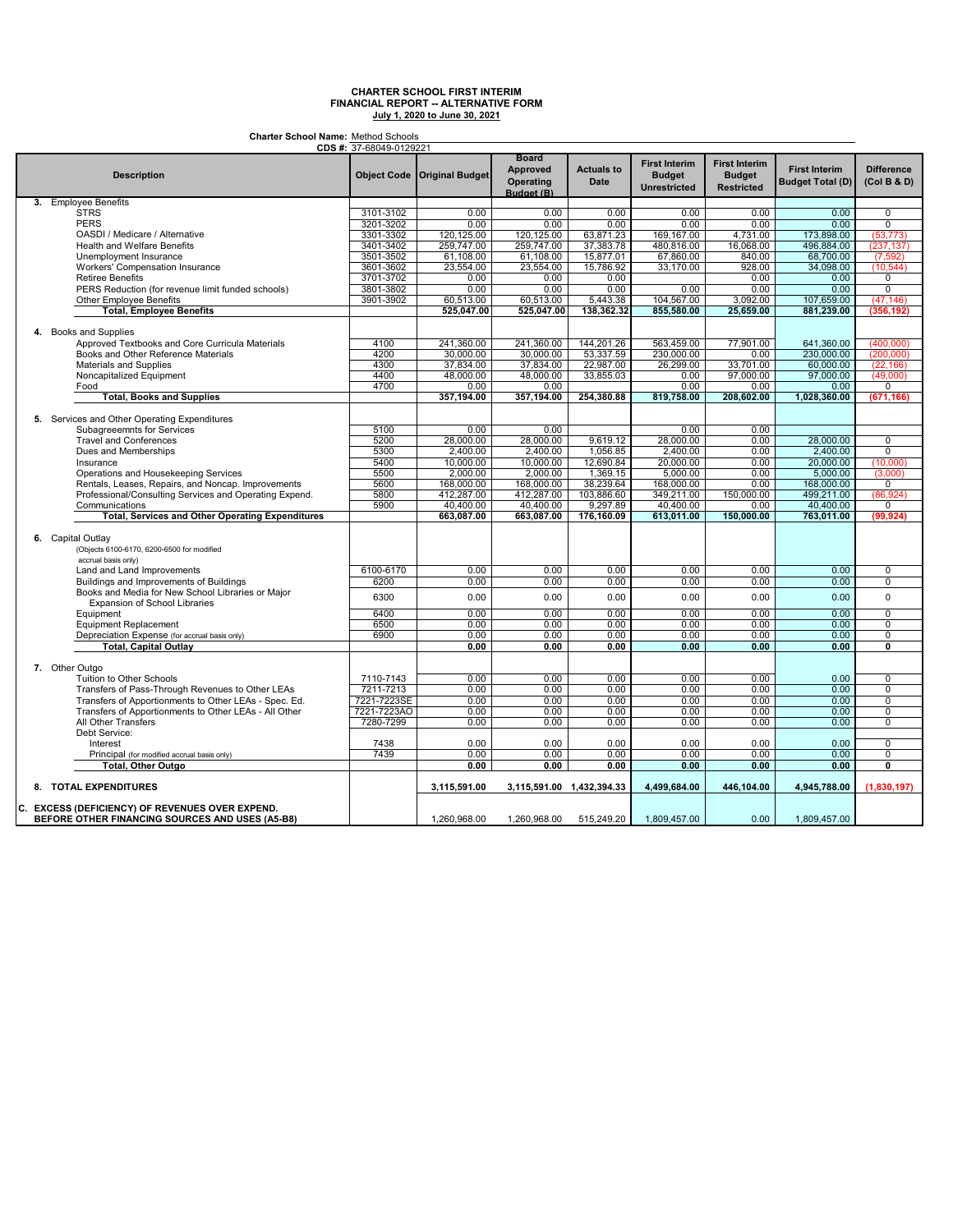# CHARTER SCHOOL FIRST INTERIM
## FINANCIAL REPORT -- ALTERNATIVE FORM
### July 1, 2020 to June 30, 2021

**Charter School Name:** Method Schools
**CDS #:** 37-68049-0129221

| Description | Object Code | Original Budget | Board Approved Operating Budget (B) | Actuals to Date | First Interim Budget Unrestricted | First Interim Budget Restricted | First Interim Budget Total (D) | Difference (Col B & D) |
|---|---|---|---|---|---|---|---|---|
| **3.** Employee Benefits | | | | | | | | |
| STRS | 3101-3102 | 0.00 | 0.00 | 0.00 | 0.00 | 0.00 | 0.00 | 0 |
| PERS | 3201-3202 | 0.00 | 0.00 | 0.00 | 0.00 | 0.00 | 0.00 | 0 |
| OASDI / Medicare / Alternative | 3301-3302 | 120,125.00 | 120,125.00 | 63,871.23 | 169,167.00 | 4,731.00 | 173,898.00 | (53,773) |
| Health and Welfare Benefits | 3401-3402 | 259,747.00 | 259,747.00 | 37,383.78 | 480,816.00 | 16,068.00 | 496,884.00 | (237,137) |
| Unemployment Insurance | 3501-3502 | 61,108.00 | 61,108.00 | 15,877.01 | 67,860.00 | 840.00 | 68,700.00 | (7,592) |
| Workers' Compensation Insurance | 3601-3602 | 23,554.00 | 23,554.00 | 15,786.92 | 33,170.00 | 928.00 | 34,098.00 | (10,544) |
| Retiree Benefits | 3701-3702 | 0.00 | 0.00 | 0.00 | | 0.00 | 0.00 | 0 |
| PERS Reduction (for revenue limit funded schools) | 3801-3802 | 0.00 | 0.00 | 0.00 | 0.00 | 0.00 | 0.00 | 0 |
| Other Employee Benefits | 3901-3902 | 60,513.00 | 60,513.00 | 5,443.38 | 104,567.00 | 3,092.00 | 107,659.00 | (47,146) |
| **Total, Employee Benefits** | | **525,047.00** | **525,047.00** | **138,362.32** | **855,580.00** | **25,659.00** | **881,239.00** | **(356,192)** |
| **4.** Books and Supplies | | | | | | | | |
| Approved Textbooks and Core Curricula Materials | 4100 | 241,360.00 | 241,360.00 | 144,201.26 | 563,459.00 | 77,901.00 | 641,360.00 | (400,000) |
| Books and Other Reference Materials | 4200 | 30,000.00 | 30,000.00 | 53,337.59 | 230,000.00 | 0.00 | 230,000.00 | (200,000) |
| Materials and Supplies | 4300 | 37,834.00 | 37,834.00 | 22,987.00 | 26,299.00 | 33,701.00 | 60,000.00 | (22,166) |
| Noncapitalized Equipment | 4400 | 48,000.00 | 48,000.00 | 33,855.03 | 0.00 | 97,000.00 | 97,000.00 | (49,000) |
| Food | 4700 | 0.00 | 0.00 | | 0.00 | 0.00 | 0.00 | 0 |
| **Total, Books and Supplies** | | **357,194.00** | **357,194.00** | **254,380.88** | **819,758.00** | **208,602.00** | **1,028,360.00** | **(671,166)** |
| **5.** Services and Other Operating Expenditures | | | | | | | | |
| Subagreeemnts for Services | 5100 | 0.00 | 0.00 | | 0.00 | 0.00 | | |
| Travel and Conferences | 5200 | 28,000.00 | 28,000.00 | 9,619.12 | 28,000.00 | 0.00 | 28,000.00 | 0 |
| Dues and Memberships | 5300 | 2,400.00 | 2,400.00 | 1,056.85 | 2,400.00 | 0.00 | 2,400.00 | 0 |
| Insurance | 5400 | 10,000.00 | 10,000.00 | 12,690.84 | 20,000.00 | 0.00 | 20,000.00 | (10,000) |
| Operations and Housekeeping Services | 5500 | 2,000.00 | 2,000.00 | 1,369.15 | 5,000.00 | 0.00 | 5,000.00 | (3,000) |
| Rentals, Leases, Repairs, and Noncap. Improvements | 5600 | 168,000.00 | 168,000.00 | 38,239.64 | 168,000.00 | 0.00 | 168,000.00 | 0 |
| Professional/Consulting Services and Operating Expend. | 5800 | 412,287.00 | 412,287.00 | 103,886.60 | 349,211.00 | 150,000.00 | 499,211.00 | (86,924) |
| Communications | 5900 | 40,400.00 | 40,400.00 | 9,297.89 | 40,400.00 | 0.00 | 40,400.00 | 0 |
| **Total, Services and Other Operating Expenditures** | | **663,087.00** | **663,087.00** | **176,160.09** | **613,011.00** | **150,000.00** | **763,011.00** | **(99,924)** |
| **6.** Capital Outlay (Objects 6100-6170, 6200-6500 for modified accrual basis only) | | | | | | | | |
| Land and Land Improvements | 6100-6170 | 0.00 | 0.00 | 0.00 | 0.00 | 0.00 | 0.00 | 0 |
| Buildings and Improvements of Buildings | 6200 | 0.00 | 0.00 | 0.00 | 0.00 | 0.00 | 0.00 | 0 |
| Books and Media for New School Libraries or Major Expansion of School Libraries | 6300 | 0.00 | 0.00 | 0.00 | 0.00 | 0.00 | 0.00 | 0 |
| Equipment | 6400 | 0.00 | 0.00 | 0.00 | 0.00 | 0.00 | 0.00 | 0 |
| Equipment Replacement | 6500 | 0.00 | 0.00 | 0.00 | 0.00 | 0.00 | 0.00 | 0 |
| Depreciation Expense (for accrual basis only) | 6900 | 0.00 | 0.00 | 0.00 | 0.00 | 0.00 | 0.00 | 0 |
| **Total, Capital Outlay** | | **0.00** | **0.00** | **0.00** | **0.00** | **0.00** | **0.00** | **0** |
| **7.** Other Outgo | | | | | | | | |
| Tuition to Other Schools | 7110-7143 | 0.00 | 0.00 | 0.00 | 0.00 | 0.00 | 0.00 | 0 |
| Transfers of Pass-Through Revenues to Other LEAs | 7211-7213 | 0.00 | 0.00 | 0.00 | 0.00 | 0.00 | 0.00 | 0 |
| Transfers of Apportionments to Other LEAs - Spec. Ed. | 7221-7223SE | 0.00 | 0.00 | 0.00 | 0.00 | 0.00 | 0.00 | 0 |
| Transfers of Apportionments to Other LEAs - All Other | 7221-7223AO | 0.00 | 0.00 | 0.00 | 0.00 | 0.00 | 0.00 | 0 |
| All Other Transfers | 7280-7299 | 0.00 | 0.00 | 0.00 | 0.00 | 0.00 | 0.00 | 0 |
| Debt Service: | | | | | | | | |
| Interest | 7438 | 0.00 | 0.00 | 0.00 | 0.00 | 0.00 | 0.00 | 0 |
| Principal (for modified accrual basis only) | 7439 | 0.00 | 0.00 | 0.00 | 0.00 | 0.00 | 0.00 | 0 |
| **Total, Other Outgo** | | **0.00** | **0.00** | **0.00** | **0.00** | **0.00** | **0.00** | **0** |
| **8. TOTAL EXPENDITURES** | | **3,115,591.00** | **3,115,591.00** | **1,432,394.33** | **4,499,684.00** | **446,104.00** | **4,945,788.00** | **(1,830,197)** |
| **C. EXCESS (DEFICIENCY) OF REVENUES OVER EXPEND. BEFORE OTHER FINANCING SOURCES AND USES (A5-B8)** | | 1,260,968.00 | 1,260,968.00 | 515,249.20 | 1,809,457.00 | 0.00 | 1,809,457.00 | |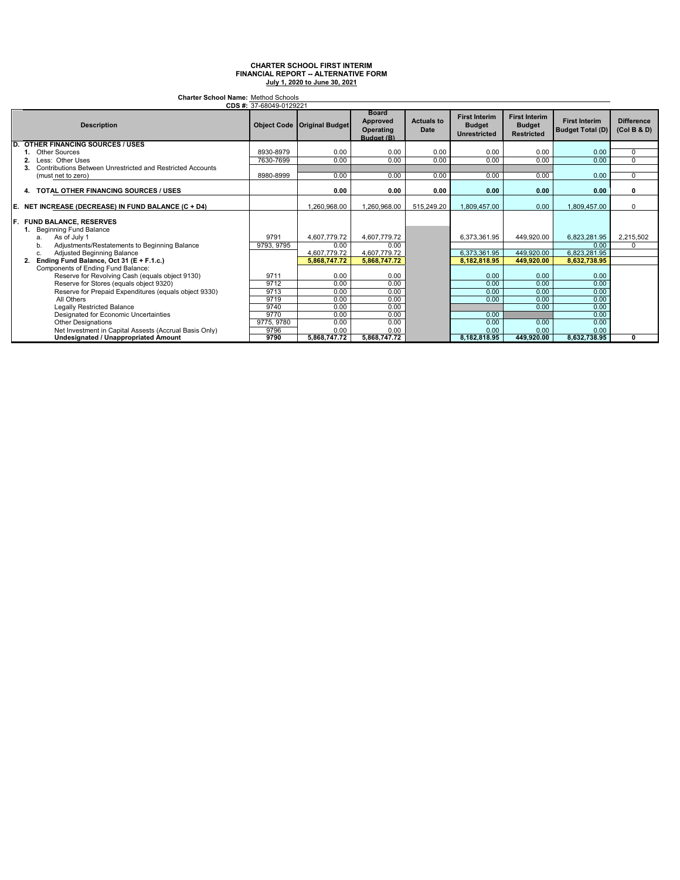**CHARTER SCHOOL FIRST INTERIM**
**FINANCIAL REPORT -- ALTERNATIVE FORM**
**July 1, 2020 to June 30, 2021**

**Charter School Name:** Method Schools
**CDS #:** 37-68049-0129221

| Description | Object Code | Original Budget | Board Approved Operating Budget (B) | Actuals to Date | First Interim Budget Unrestricted | First Interim Budget Restricted | First Interim Budget Total (D) | Difference (Col B & D) |
|---|---|---|---|---|---|---|---|---|
| **D. OTHER FINANCING SOURCES / USES** | | | | | | | | |
| **1.** Other Sources | 8930-8979 | 0.00 | 0.00 | 0.00 | 0.00 | 0.00 | 0.00 | 0 |
| **2.** Less: Other Uses | 7630-7699 | 0.00 | 0.00 | 0.00 | 0.00 | 0.00 | 0.00 | 0 |
| **3.** Contributions Between Unrestricted and Restricted Accounts (must net to zero) | 8980-8999 | 0.00 | 0.00 | 0.00 | 0.00 | 0.00 | 0.00 | 0 |
| **4. TOTAL OTHER FINANCING SOURCES / USES** | | **0.00** | **0.00** | **0.00** | **0.00** | **0.00** | **0.00** | **0** |
| **E. NET INCREASE (DECREASE) IN FUND BALANCE (C + D4)** | | 1,260,968.00 | 1,260,968.00 | 515,249.20 | 1,809,457.00 | 0.00 | 1,809,457.00 | 0 |
| **F. FUND BALANCE, RESERVES** | | | | | | | | |
| **1.** Beginning Fund Balance | | | | | | | | |
| a. As of July 1 | 9791 | 4,607,779.72 | 4,607,779.72 | | 6,373,361.95 | 449,920.00 | 6,823,281.95 | 2,215,502 |
| b. Adjustments/Restatements to Beginning Balance | 9793, 9795 | 0.00 | 0.00 | | | | 0.00 | 0 |
| c. Adjusted Beginning Balance | | 4,607,779.72 | 4,607,779.72 | | 6,373,361.95 | 449,920.00 | 6,823,281.95 | |
| **2. Ending Fund Balance, Oct 31 (E + F.1.c.)** | | **5,868,747.72** | **5,868,747.72** | | **8,182,818.95** | **449,920.00** | **8,632,738.95** | |
| Components of Ending Fund Balance: | | | | | | | | |
| Reserve for Revolving Cash (equals object 9130) | 9711 | 0.00 | 0.00 | | 0.00 | 0.00 | 0.00 | |
| Reserve for Stores (equals object 9320) | 9712 | 0.00 | 0.00 | | 0.00 | 0.00 | 0.00 | |
| Reserve for Prepaid Expenditures (equals object 9330) | 9713 | 0.00 | 0.00 | | 0.00 | 0.00 | 0.00 | |
| All Others | 9719 | 0.00 | 0.00 | | 0.00 | 0.00 | 0.00 | |
| Legally Restricted Balance | 9740 | 0.00 | 0.00 | | | 0.00 | 0.00 | |
| Designated for Economic Uncertainties | 9770 | 0.00 | 0.00 | | 0.00 | | 0.00 | |
| Other Designations | 9775, 9780 | 0.00 | 0.00 | | 0.00 | 0.00 | 0.00 | |
| Net Investment in Capital Assests (Accrual Basis Only) | 9796 | 0.00 | 0.00 | | 0.00 | 0.00 | 0.00 | |
| **Undesignated / Unappropriated Amount** | **9790** | **5,868,747.72** | **5,868,747.72** | | **8,182,818.95** | **449,920.00** | **8,632,738.95** | **0** |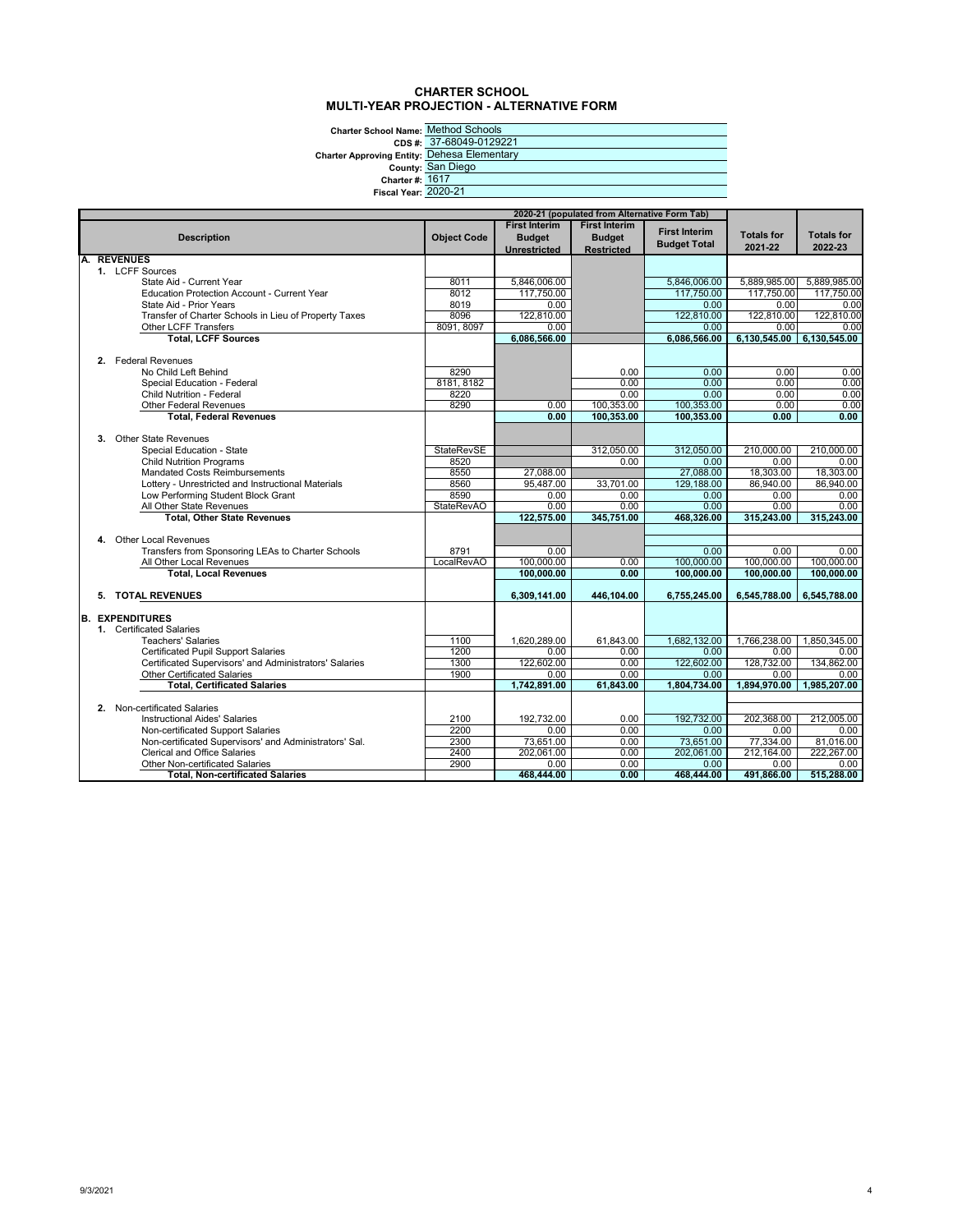# CHARTER SCHOOL
## MULTI-YEAR PROJECTION - ALTERNATIVE FORM

**Charter School Name:** Method Schools
**CDS #:** 37-68049-0129221
**Charter Approving Entity:** Dehesa Elementary
**County:** San Diego
**Charter #:** 1617
**Fiscal Year:** 2020-21

| Description | Object Code | 2020-21 (populated from Alternative Form Tab) First Interim Budget Unrestricted | First Interim Budget Restricted | First Interim Budget Total | Totals for 2021-22 | Totals for 2022-23 |
|---|---|---|---|---|---|---|
| **A. REVENUES** | | | | | | |
| **1.** LCFF Sources | | | | | | |
| State Aid - Current Year | 8011 | 5,846,006.00 | | 5,846,006.00 | 5,889,985.00 | 5,889,985.00 |
| Education Protection Account - Current Year | 8012 | 117,750.00 | | 117,750.00 | 117,750.00 | 117,750.00 |
| State Aid - Prior Years | 8019 | 0.00 | | 0.00 | 0.00 | 0.00 |
| Transfer of Charter Schools in Lieu of Property Taxes | 8096 | 122,810.00 | | 122,810.00 | 122,810.00 | 122,810.00 |
| Other LCFF Transfers | 8091, 8097 | 0.00 | | 0.00 | 0.00 | 0.00 |
| **Total, LCFF Sources** | | **6,086,566.00** | | **6,086,566.00** | **6,130,545.00** | **6,130,545.00** |
| **2.** Federal Revenues | | | | | | |
| No Child Left Behind | 8290 | | 0.00 | 0.00 | 0.00 | 0.00 |
| Special Education - Federal | 8181, 8182 | | 0.00 | 0.00 | 0.00 | 0.00 |
| Child Nutrition - Federal | 8220 | | 0.00 | 0.00 | 0.00 | 0.00 |
| Other Federal Revenues | 8290 | 0.00 | 100,353.00 | 100,353.00 | 0.00 | 0.00 |
| **Total, Federal Revenues** | | **0.00** | **100,353.00** | **100,353.00** | **0.00** | **0.00** |
| **3.** Other State Revenues | | | | | | |
| Special Education - State | StateRevSE | | 312,050.00 | 312,050.00 | 210,000.00 | 210,000.00 |
| Child Nutrition Programs | 8520 | | 0.00 | 0.00 | 0.00 | 0.00 |
| Mandated Costs Reimbursements | 8550 | 27,088.00 | | 27,088.00 | 18,303.00 | 18,303.00 |
| Lottery - Unrestricted and Instructional Materials | 8560 | 95,487.00 | 33,701.00 | 129,188.00 | 86,940.00 | 86,940.00 |
| Low Performing Student Block Grant | 8590 | 0.00 | 0.00 | 0.00 | 0.00 | 0.00 |
| All Other State Revenues | StateRevAO | 0.00 | 0.00 | 0.00 | 0.00 | 0.00 |
| **Total, Other State Revenues** | | **122,575.00** | **345,751.00** | **468,326.00** | **315,243.00** | **315,243.00** |
| **4.** Other Local Revenues | | | | | | |
| Transfers from Sponsoring LEAs to Charter Schools | 8791 | 0.00 | | 0.00 | 0.00 | 0.00 |
| All Other Local Revenues | LocalRevAO | 100,000.00 | 0.00 | 100,000.00 | 100,000.00 | 100,000.00 |
| **Total, Local Revenues** | | **100,000.00** | **0.00** | **100,000.00** | **100,000.00** | **100,000.00** |
| **5. TOTAL REVENUES** | | **6,309,141.00** | **446,104.00** | **6,755,245.00** | **6,545,788.00** | **6,545,788.00** |
| **B. EXPENDITURES** | | | | | | |
| **1.** Certificated Salaries | | | | | | |
| Teachers' Salaries | 1100 | 1,620,289.00 | 61,843.00 | 1,682,132.00 | 1,766,238.00 | 1,850,345.00 |
| Certificated Pupil Support Salaries | 1200 | 0.00 | 0.00 | 0.00 | 0.00 | 0.00 |
| Certificated Supervisors' and Administrators' Salaries | 1300 | 122,602.00 | 0.00 | 122,602.00 | 128,732.00 | 134,862.00 |
| Other Certificated Salaries | 1900 | 0.00 | 0.00 | 0.00 | 0.00 | 0.00 |
| **Total, Certificated Salaries** | | **1,742,891.00** | **61,843.00** | **1,804,734.00** | **1,894,970.00** | **1,985,207.00** |
| **2.** Non-certificated Salaries | | | | | | |
| Instructional Aides' Salaries | 2100 | 192,732.00 | 0.00 | 192,732.00 | 202,368.00 | 212,005.00 |
| Non-certificated Support Salaries | 2200 | 0.00 | 0.00 | 0.00 | 0.00 | 0.00 |
| Non-certificated Supervisors' and Administrators' Sal. | 2300 | 73,651.00 | 0.00 | 73,651.00 | 77,334.00 | 81,016.00 |
| Clerical and Office Salaries | 2400 | 202,061.00 | 0.00 | 202,061.00 | 212,164.00 | 222,267.00 |
| Other Non-certificated Salaries | 2900 | 0.00 | 0.00 | 0.00 | 0.00 | 0.00 |
| **Total, Non-certificated Salaries** | | **468,444.00** | **0.00** | **468,444.00** | **491,866.00** | **515,288.00** |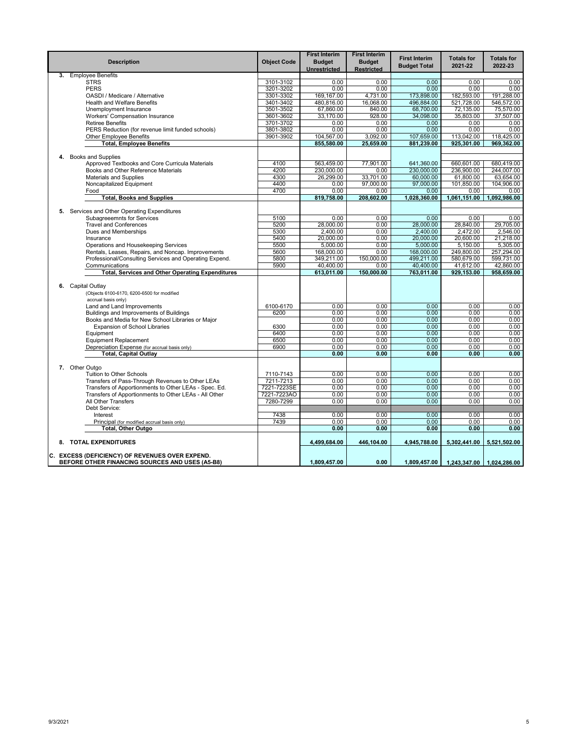| Description | Object Code | First Interim Budget Unrestricted | First Interim Budget Restricted | First Interim Budget Total | Totals for 2021-22 | Totals for 2022-23 |
|---|---|---|---|---|---|---|
| **3.** Employee Benefits | | | | | | |
| STRS | 3101-3102 | 0.00 | 0.00 | 0.00 | 0.00 | 0.00 |
| PERS | 3201-3202 | 0.00 | 0.00 | 0.00 | 0.00 | 0.00 |
| OASDI / Medicare / Alternative | 3301-3302 | 169,167.00 | 4,731.00 | 173,898.00 | 182,593.00 | 191,288.00 |
| Health and Welfare Benefits | 3401-3402 | 480,816.00 | 16,068.00 | 496,884.00 | 521,728.00 | 546,572.00 |
| Unemployment Insurance | 3501-3502 | 67,860.00 | 840.00 | 68,700.00 | 72,135.00 | 75,570.00 |
| Workers' Compensation Insurance | 3601-3602 | 33,170.00 | 928.00 | 34,098.00 | 35,803.00 | 37,507.00 |
| Retiree Benefits | 3701-3702 | 0.00 | 0.00 | 0.00 | 0.00 | 0.00 |
| PERS Reduction (for revenue limit funded schools) | 3801-3802 | 0.00 | 0.00 | 0.00 | 0.00 | 0.00 |
| Other Employee Benefits | 3901-3902 | 104,567.00 | 3,092.00 | 107,659.00 | 113,042.00 | 118,425.00 |
| **Total, Employee Benefits** | | **855,580.00** | **25,659.00** | **881,239.00** | **925,301.00** | **969,362.00** |
| **4.** Books and Supplies | | | | | | |
| Approved Textbooks and Core Curricula Materials | 4100 | 563,459.00 | 77,901.00 | 641,360.00 | 660,601.00 | 680,419.00 |
| Books and Other Reference Materials | 4200 | 230,000.00 | 0.00 | 230,000.00 | 236,900.00 | 244,007.00 |
| Materials and Supplies | 4300 | 26,299.00 | 33,701.00 | 60,000.00 | 61,800.00 | 63,654.00 |
| Noncapitalized Equipment | 4400 | 0.00 | 97,000.00 | 97,000.00 | 101,850.00 | 104,906.00 |
| Food | 4700 | 0.00 | 0.00 | 0.00 | 0.00 | 0.00 |
| **Total, Books and Supplies** | | **819,758.00** | **208,602.00** | **1,028,360.00** | **1,061,151.00** | **1,092,986.00** |
| **5.** Services and Other Operating Expenditures | | | | | | |
| Subagreeemnts for Services | 5100 | 0.00 | 0.00 | 0.00 | 0.00 | 0.00 |
| Travel and Conferences | 5200 | 28,000.00 | 0.00 | 28,000.00 | 28,840.00 | 29,705.00 |
| Dues and Memberships | 5300 | 2,400.00 | 0.00 | 2,400.00 | 2,472.00 | 2,546.00 |
| Insurance | 5400 | 20,000.00 | 0.00 | 20,000.00 | 20,600.00 | 21,218.00 |
| Operations and Housekeeping Services | 5500 | 5,000.00 | 0.00 | 5,000.00 | 5,150.00 | 5,305.00 |
| Rentals, Leases, Repairs, and Noncap. Improvements | 5600 | 168,000.00 | 0.00 | 168,000.00 | 249,800.00 | 257,294.00 |
| Professional/Consulting Services and Operating Expend. | 5800 | 349,211.00 | 150,000.00 | 499,211.00 | 580,679.00 | 599,731.00 |
| Communications | 5900 | 40,400.00 | 0.00 | 40,400.00 | 41,612.00 | 42,860.00 |
| **Total, Services and Other Operating Expenditures** | | **613,011.00** | **150,000.00** | **763,011.00** | **929,153.00** | **958,659.00** |
| **6.** Capital Outlay (Objects 6100-6170, 6200-6500 for modified accrual basis only) | | | | | | |
| Land and Land Improvements | 6100-6170 | 0.00 | 0.00 | 0.00 | 0.00 | 0.00 |
| Buildings and Improvements of Buildings | 6200 | 0.00 | 0.00 | 0.00 | 0.00 | 0.00 |
| Books and Media for New School Libraries or Major Expansion of School Libraries | 6300 | 0.00 | 0.00 | 0.00 | 0.00 | 0.00 |
| Equipment | 6400 | 0.00 | 0.00 | 0.00 | 0.00 | 0.00 |
| Equipment Replacement | 6500 | 0.00 | 0.00 | 0.00 | 0.00 | 0.00 |
| Depreciation Expense (for accrual basis only) | 6900 | 0.00 | 0.00 | 0.00 | 0.00 | 0.00 |
| **Total, Capital Outlay** | | **0.00** | **0.00** | **0.00** | **0.00** | **0.00** |
| **7.** Other Outgo | | | | | | |
| Tuition to Other Schools | 7110-7143 | 0.00 | 0.00 | 0.00 | 0.00 | 0.00 |
| Transfers of Pass-Through Revenues to Other LEAs | 7211-7213 | 0.00 | 0.00 | 0.00 | 0.00 | 0.00 |
| Transfers of Apportionments to Other LEAs - Spec. Ed. | 7221-7223SE | 0.00 | 0.00 | 0.00 | 0.00 | 0.00 |
| Transfers of Apportionments to Other LEAs - All Other | 7221-7223AO | 0.00 | 0.00 | 0.00 | 0.00 | 0.00 |
| All Other Transfers | 7280-7299 | 0.00 | 0.00 | 0.00 | 0.00 | 0.00 |
| Debt Service: | | | | | | |
| Interest | 7438 | 0.00 | 0.00 | 0.00 | 0.00 | 0.00 |
| Principal (for modified accrual basis only) | 7439 | 0.00 | 0.00 | 0.00 | 0.00 | 0.00 |
| **Total, Other Outgo** | | **0.00** | **0.00** | **0.00** | **0.00** | **0.00** |
| **8. TOTAL EXPENDITURES** | | **4,499,684.00** | **446,104.00** | **4,945,788.00** | **5,302,441.00** | **5,521,502.00** |
| **C. EXCESS (DEFICIENCY) OF REVENUES OVER EXPEND. BEFORE OTHER FINANCING SOURCES AND USES (A5-B8)** | | **1,809,457.00** | **0.00** | **1,809,457.00** | **1,243,347.00** | **1,024,286.00** |

9/3/2021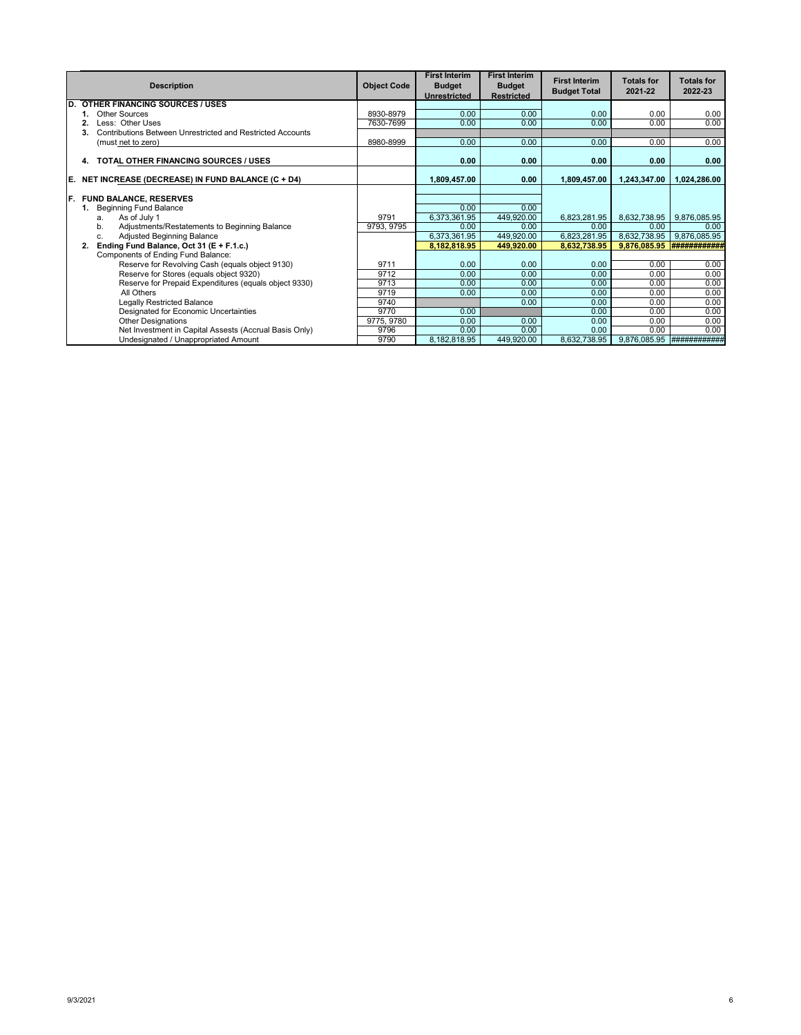| Description | Object Code | First Interim Budget Unrestricted | First Interim Budget Restricted | First Interim Budget Total | Totals for 2021-22 | Totals for 2022-23 |
|---|---|---|---|---|---|---|
| **D. OTHER FINANCING SOURCES / USES** | | | | | | |
| **1.** Other Sources | 8930-8979 | 0.00 | 0.00 | 0.00 | 0.00 | 0.00 |
| **2.** Less: Other Uses | 7630-7699 | 0.00 | 0.00 | 0.00 | 0.00 | 0.00 |
| **3.** Contributions Between Unrestricted and Restricted Accounts (must net to zero) | 8980-8999 | 0.00 | 0.00 | 0.00 | 0.00 | 0.00 |
| **4. TOTAL OTHER FINANCING SOURCES / USES** | | **0.00** | **0.00** | **0.00** | **0.00** | **0.00** |
| **E. NET INCREASE (DECREASE) IN FUND BALANCE (C + D4)** | | **1,809,457.00** | **0.00** | **1,809,457.00** | **1,243,347.00** | **1,024,286.00** |
| **F. FUND BALANCE, RESERVES** | | | | | | |
| **1.** Beginning Fund Balance | | 0.00 | 0.00 | | | |
| a. As of July 1 | 9791 | 6,373,361.95 | 449,920.00 | 6,823,281.95 | 8,632,738.95 | 9,876,085.95 |
| b. Adjustments/Restatements to Beginning Balance | 9793, 9795 | 0.00 | 0.00 | 0.00 | 0.00 | 0.00 |
| c. Adjusted Beginning Balance | | 6,373,361.95 | 449,920.00 | 6,823,281.95 | 8,632,738.95 | 9,876,085.95 |
| **2. Ending Fund Balance, Oct 31 (E + F.1.c.)** | | **8,182,818.95** | **449,920.00** | **8,632,738.95** | **9,876,085.95** | **############** |
| Components of Ending Fund Balance: | | | | | | |
| Reserve for Revolving Cash (equals object 9130) | 9711 | 0.00 | 0.00 | 0.00 | 0.00 | 0.00 |
| Reserve for Stores (equals object 9320) | 9712 | 0.00 | 0.00 | 0.00 | 0.00 | 0.00 |
| Reserve for Prepaid Expenditures (equals object 9330) | 9713 | 0.00 | 0.00 | 0.00 | 0.00 | 0.00 |
| All Others | 9719 | 0.00 | 0.00 | 0.00 | 0.00 | 0.00 |
| Legally Restricted Balance | 9740 | | 0.00 | 0.00 | 0.00 | 0.00 |
| Designated for Economic Uncertainties | 9770 | 0.00 | | 0.00 | 0.00 | 0.00 |
| Other Designations | 9775, 9780 | 0.00 | 0.00 | 0.00 | 0.00 | 0.00 |
| Net Investment in Capital Assests (Accrual Basis Only) | 9796 | 0.00 | 0.00 | 0.00 | 0.00 | 0.00 |
| Undesignated / Unappropriated Amount | 9790 | 8,182,818.95 | 449,920.00 | 8,632,738.95 | 9,876,085.95 | ############ |

9/3/2021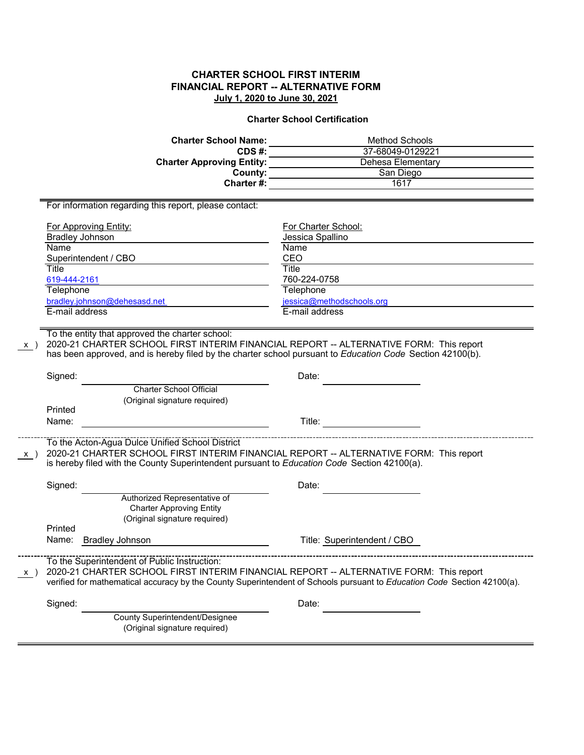# CHARTER SCHOOL FIRST INTERIM FINANCIAL REPORT -- ALTERNATIVE FORM

**July 1, 2020 to June 30, 2021**

## Charter School Certification

| | |
|---|---|
| **Charter School Name:** | Method Schools |
| **CDS #:** | 37-68049-0129221 |
| **Charter Approving Entity:** | Dehesa Elementary |
| **County:** | San Diego |
| **Charter #:** | 1617 |

For information regarding this report, please contact:

| For Approving Entity: | For Charter School: |
|---|---|
| Bradley Johnson | Jessica Spallino |
| Name | Name |
| Superintendent / CBO | CEO |
| Title | Title |
| 619-444-2161 | 760-224-0758 |
| Telephone | Telephone |
| bradley.johnson@dehesasd.net | jessica@methodschools.org |
| E-mail address | E-mail address |

To the entity that approved the charter school:

x ) 2020-21 CHARTER SCHOOL FIRST INTERIM FINANCIAL REPORT -- ALTERNATIVE FORM: This report has been approved, and is hereby filed by the charter school pursuant to *Education Code* Section 42100(b).

Signed: ______________________ Date: ______________

Charter School Official
(Original signature required)

Printed Name: ______________________ Title: ______________

---

To the Acton-Agua Dulce Unified School District

x ) 2020-21 CHARTER SCHOOL FIRST INTERIM FINANCIAL REPORT -- ALTERNATIVE FORM: This report is hereby filed with the County Superintendent pursuant to *Education Code* Section 42100(a).

Signed: ______________________ Date: ______________

Authorized Representative of
Charter Approving Entity
(Original signature required)

Printed Name: Bradley Johnson Title: Superintendent / CBO

---

To the Superintendent of Public Instruction:

x ) 2020-21 CHARTER SCHOOL FIRST INTERIM FINANCIAL REPORT -- ALTERNATIVE FORM: This report verified for mathematical accuracy by the County Superintendent of Schools pursuant to *Education Code* Section 42100(a).

Signed: ______________________ Date: ______________

County Superintendent/Designee
(Original signature required)